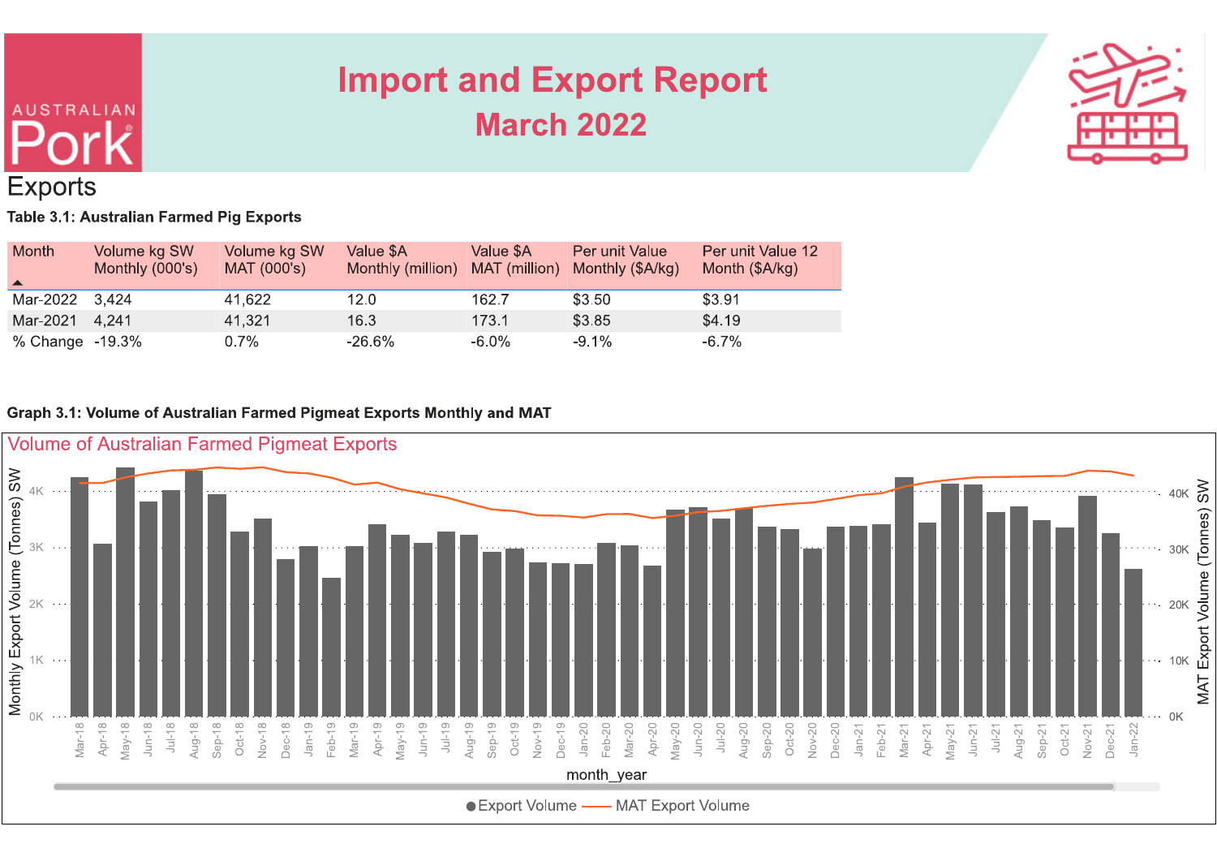# Import and Export Report

## March 2022

## Exports

**Table 3.1: Australian Farmed Pig Exports**

| Month | Volume kg SW Monthly (000's) | Volume kg SW MAT (000's) | Value $A Monthly (million) | Value $A MAT (million) | Per unit Value Monthly ($A/kg) | Per unit Value 12 Month ($A/kg) |
|---|---|---|---|---|---|---|
| Mar-2022 | 3,424 | 41,622 | 12.0 | 162.7 | $3.50 | $3.91 |
| Mar-2021 | 4,241 | 41,321 | 16.3 | 173.1 | $3.85 | $4.19 |
| % Change | -19.3% | 0.7% | -26.6% | -6.0% | -9.1% | -6.7% |

**Graph 3.1: Volume of Australian Farmed Pigmeat Exports Monthly and MAT**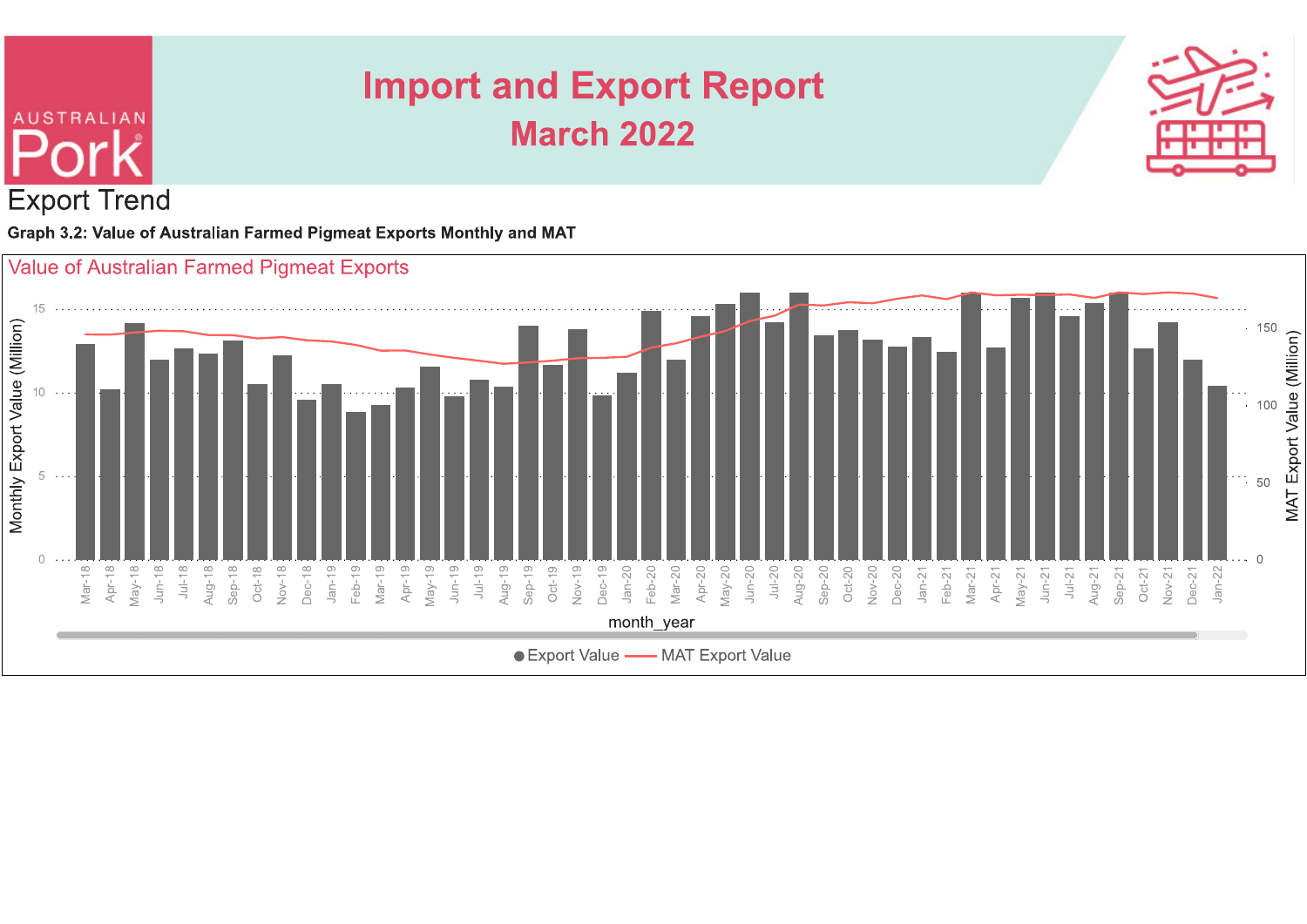# Import and Export Report

## March 2022

## Export Trend

**Graph 3.2: Value of Australian Farmed Pigmeat Exports Monthly and MAT**

Value of Australian Farmed Pigmeat Exports

Monthly Export Value (Million) | MAT Export Value (Million)

month_year

● Export Value — MAT Export Value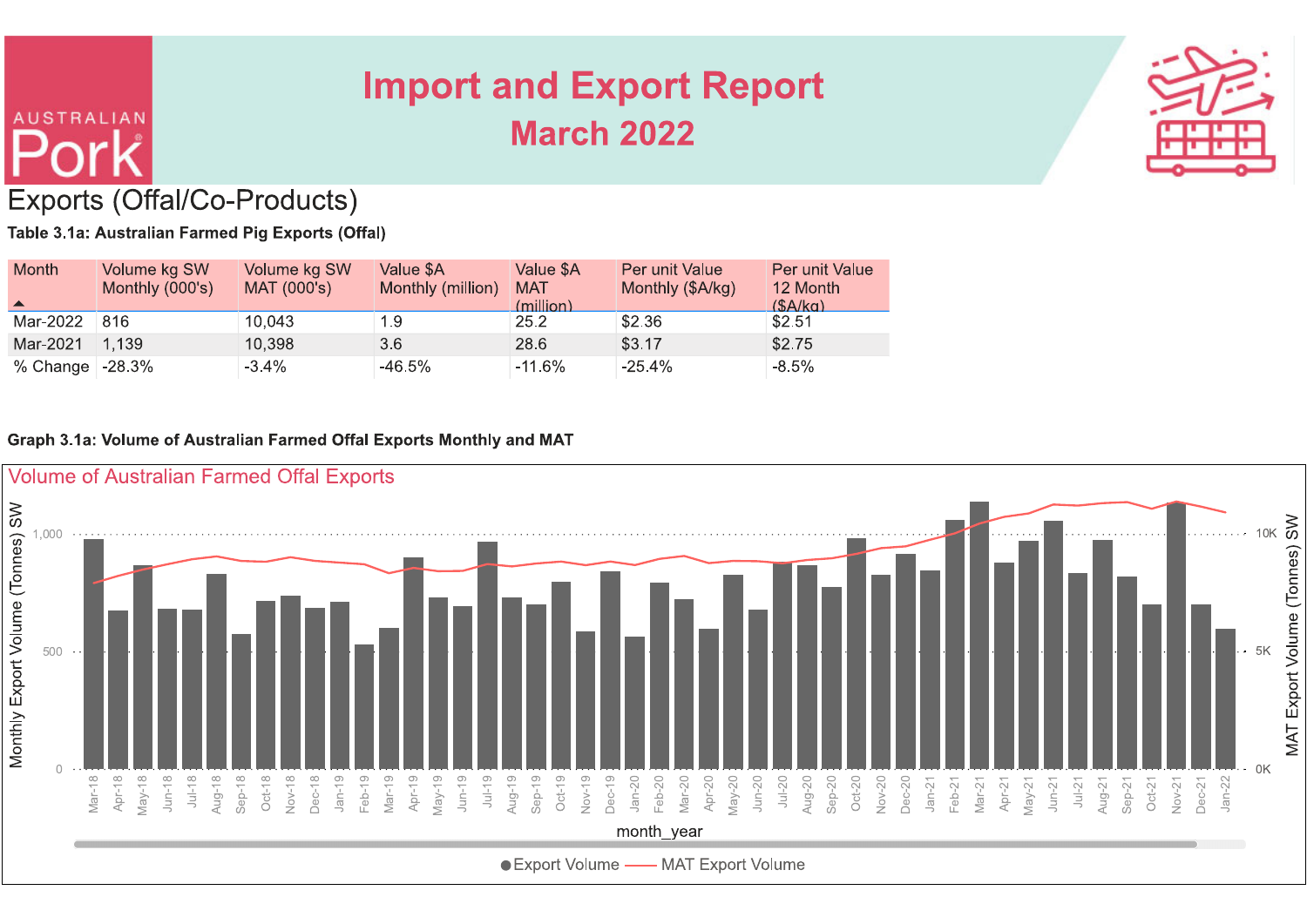# Import and Export Report

## March 2022

## Exports (Offal/Co-Products)

**Table 3.1a: Australian Farmed Pig Exports (Offal)**

| Month | Volume kg SW Monthly (000's) | Volume kg SW MAT (000's) | Value $A Monthly (million) | Value $A MAT (million) | Per unit Value Monthly ($A/kg) | Per unit Value 12 Month ($A/kg) |
|---|---|---|---|---|---|---|
| Mar-2022 | 816 | 10,043 | 1.9 | 25.2 | $2.36 | $2.51 |
| Mar-2021 | 1,139 | 10,398 | 3.6 | 28.6 | $3.17 | $2.75 |
| % Change | -28.3% | -3.4% | -46.5% | -11.6% | -25.4% | -8.5% |

**Graph 3.1a: Volume of Australian Farmed Offal Exports Monthly and MAT**

Volume of Australian Farmed Offal Exports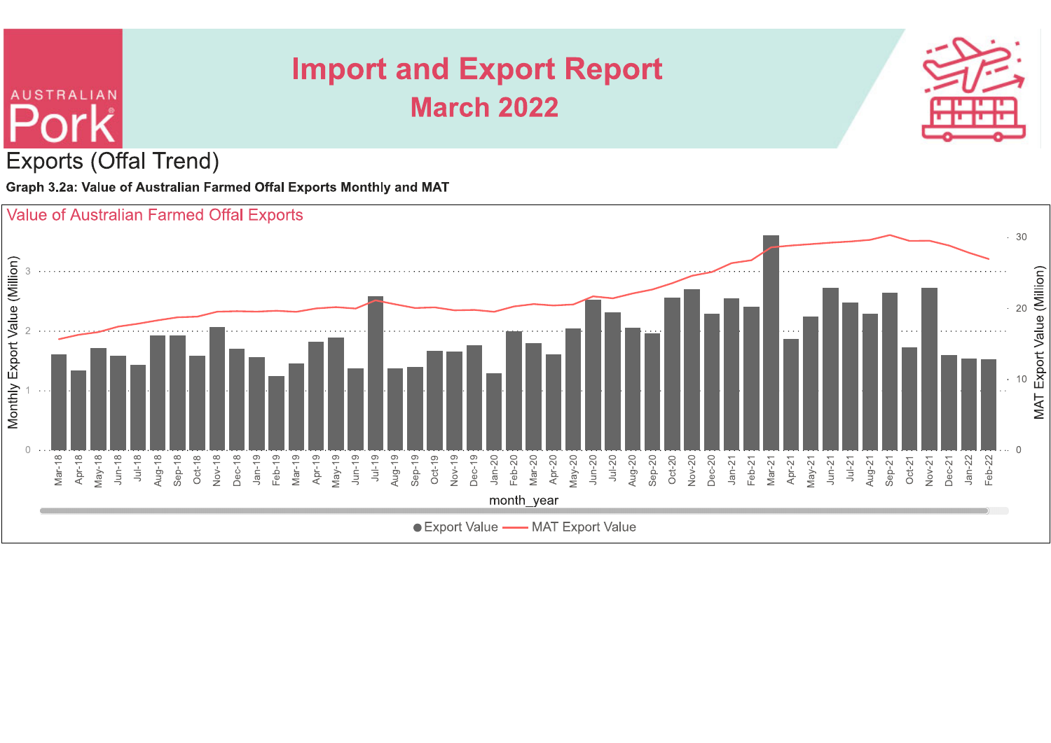# Import and Export Report

## March 2022

## Exports (Offal Trend)

**Graph 3.2a: Value of Australian Farmed Offal Exports Monthly and MAT**

Value of Australian Farmed Offal Exports

● Export Value — MAT Export Value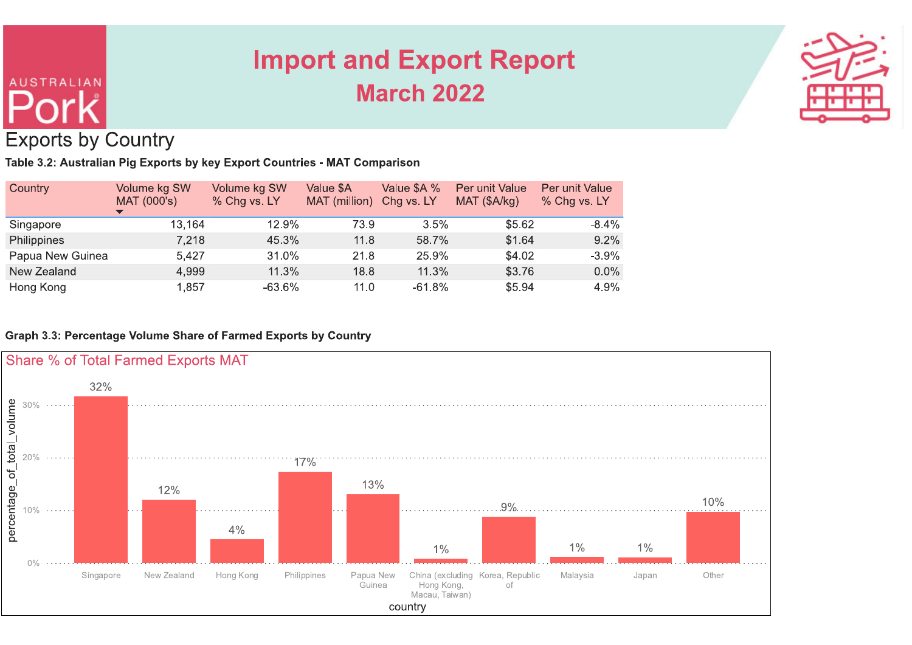# Import and Export Report

## March 2022

## Exports by Country

**Table 3.2: Australian Pig Exports by key Export Countries - MAT Comparison**

| Country | Volume kg SW MAT (000's) | Volume kg SW % Chg vs. LY | Value $A MAT (million) | Value $A % Chg vs. LY | Per unit Value MAT ($A/kg) | Per unit Value % Chg vs. LY |
|---|---|---|---|---|---|---|
| Singapore | 13,164 | 12.9% | 73.9 | 3.5% | $5.62 | -8.4% |
| Philippines | 7,218 | 45.3% | 11.8 | 58.7% | $1.64 | 9.2% |
| Papua New Guinea | 5,427 | 31.0% | 21.8 | 25.9% | $4.02 | -3.9% |
| New Zealand | 4,999 | 11.3% | 18.8 | 11.3% | $3.76 | 0.0% |
| Hong Kong | 1,857 | -63.6% | 11.0 | -61.8% | $5.94 | 4.9% |

**Graph 3.3: Percentage Volume Share of Farmed Exports by Country**

Share % of Total Farmed Exports MAT

| country | percentage_of_total_volume |
|---|---|
| Singapore | 32% |
| New Zealand | 12% |
| Hong Kong | 4% |
| Philippines | 17% |
| Papua New Guinea | 13% |
| China (excluding Hong Kong, Macau, Taiwan) | 1% |
| Korea, Republic of | 9% |
| Malaysia | 1% |
| Japan | 1% |
| Other | 10% |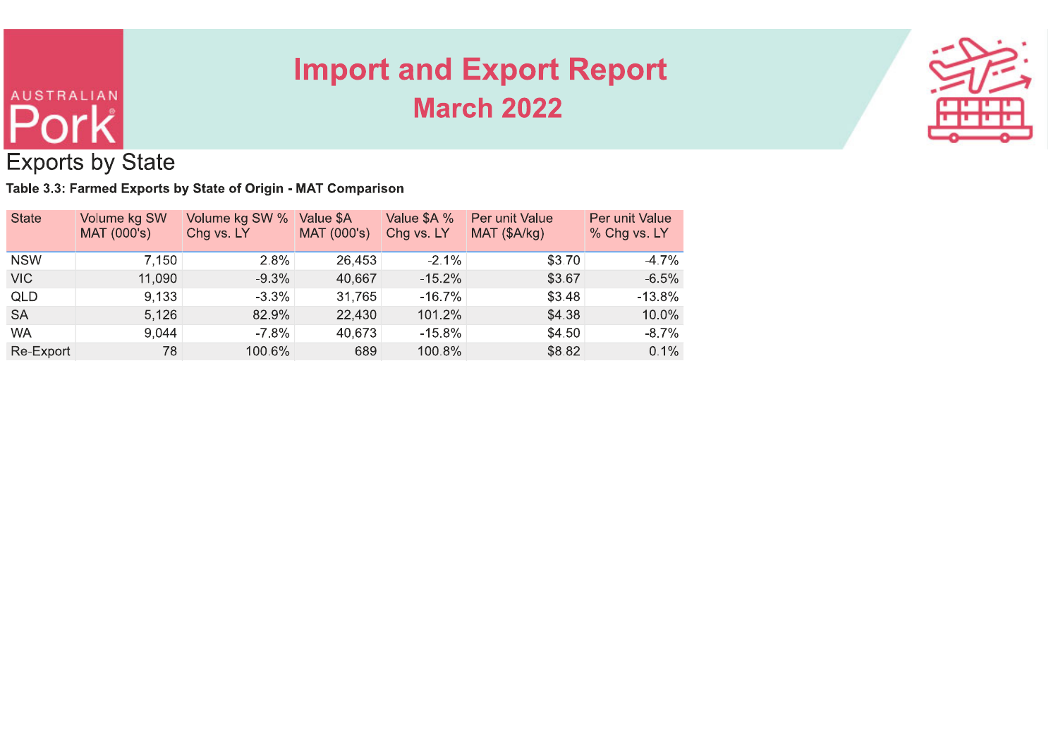# Exports by State

**Table 3.3: Farmed Exports by State of Origin - MAT Comparison**

| State | Volume kg SW MAT (000's) | Volume kg SW % Chg vs. LY | Value $A MAT (000's) | Value $A % Chg vs. LY | Per unit Value MAT ($A/kg) | Per unit Value % Chg vs. LY |
|---|---|---|---|---|---|---|
| NSW | 7,150 | 2.8% | 26,453 | -2.1% | $3.70 | -4.7% |
| VIC | 11,090 | -9.3% | 40,667 | -15.2% | $3.67 | -6.5% |
| QLD | 9,133 | -3.3% | 31,765 | -16.7% | $3.48 | -13.8% |
| SA | 5,126 | 82.9% | 22,430 | 101.2% | $4.38 | 10.0% |
| WA | 9,044 | -7.8% | 40,673 | -15.8% | $4.50 | -8.7% |
| Re-Export | 78 | 100.6% | 689 | 100.8% | $8.82 | 0.1% |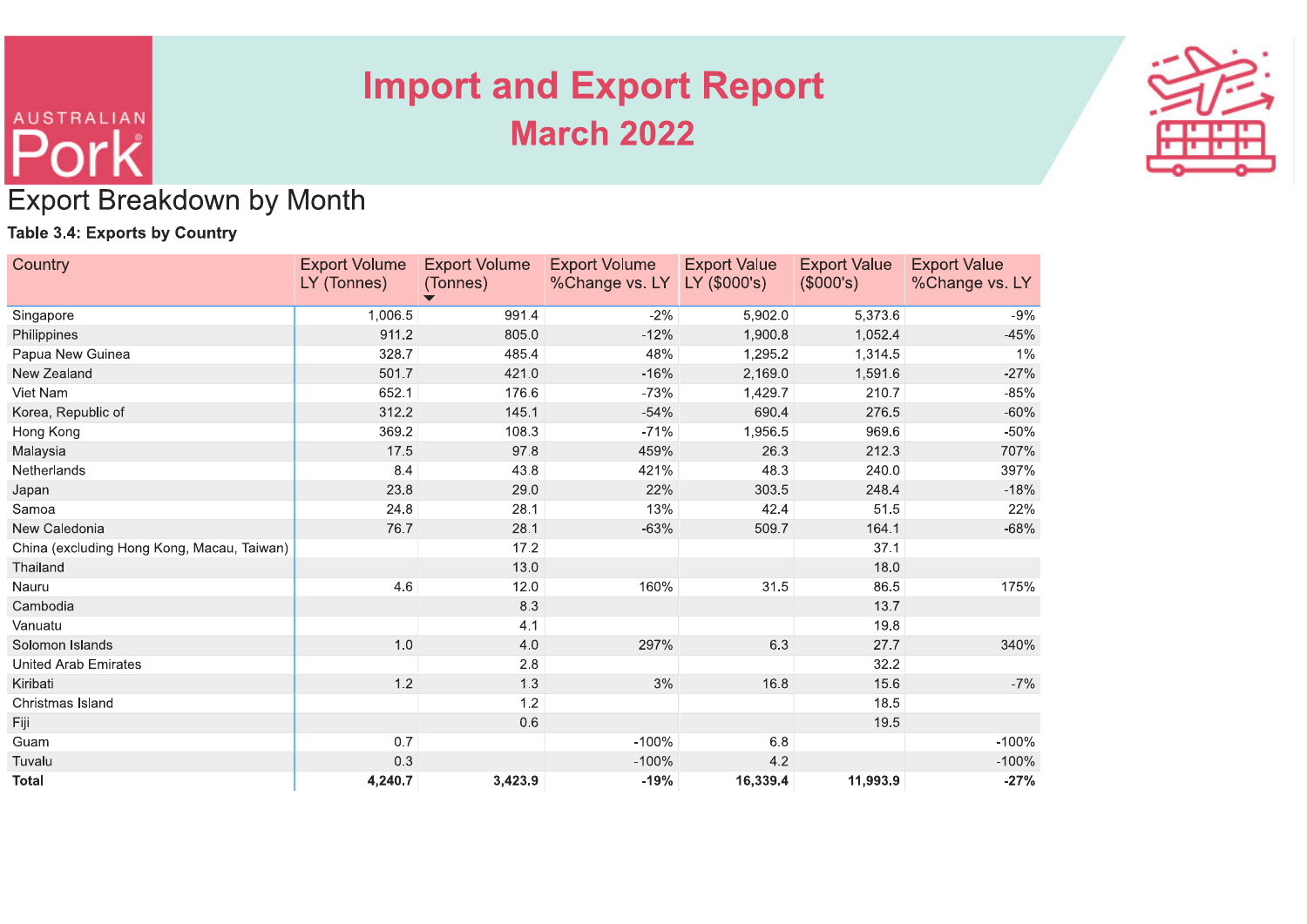# Import and Export Report

## March 2022

## Export Breakdown by Month

**Table 3.4: Exports by Country**

| Country | Export Volume LY (Tonnes) | Export Volume (Tonnes) | Export Volume %Change vs. LY | Export Value LY ($000's) | Export Value ($000's) | Export Value %Change vs. LY |
|---|---|---|---|---|---|---|
| Singapore | 1,006.5 | 991.4 | -2% | 5,902.0 | 5,373.6 | -9% |
| Philippines | 911.2 | 805.0 | -12% | 1,900.8 | 1,052.4 | -45% |
| Papua New Guinea | 328.7 | 485.4 | 48% | 1,295.2 | 1,314.5 | 1% |
| New Zealand | 501.7 | 421.0 | -16% | 2,169.0 | 1,591.6 | -27% |
| Viet Nam | 652.1 | 176.6 | -73% | 1,429.7 | 210.7 | -85% |
| Korea, Republic of | 312.2 | 145.1 | -54% | 690.4 | 276.5 | -60% |
| Hong Kong | 369.2 | 108.3 | -71% | 1,956.5 | 969.6 | -50% |
| Malaysia | 17.5 | 97.8 | 459% | 26.3 | 212.3 | 707% |
| Netherlands | 8.4 | 43.8 | 421% | 48.3 | 240.0 | 397% |
| Japan | 23.8 | 29.0 | 22% | 303.5 | 248.4 | -18% |
| Samoa | 24.8 | 28.1 | 13% | 42.4 | 51.5 | 22% |
| New Caledonia | 76.7 | 28.1 | -63% | 509.7 | 164.1 | -68% |
| China (excluding Hong Kong, Macau, Taiwan) | | 17.2 | | | 37.1 | |
| Thailand | | 13.0 | | | 18.0 | |
| Nauru | 4.6 | 12.0 | 160% | 31.5 | 86.5 | 175% |
| Cambodia | | 8.3 | | | 13.7 | |
| Vanuatu | | 4.1 | | | 19.8 | |
| Solomon Islands | 1.0 | 4.0 | 297% | 6.3 | 27.7 | 340% |
| United Arab Emirates | | 2.8 | | | 32.2 | |
| Kiribati | 1.2 | 1.3 | 3% | 16.8 | 15.6 | -7% |
| Christmas Island | | 1.2 | | | 18.5 | |
| Fiji | | 0.6 | | | 19.5 | |
| Guam | 0.7 | | -100% | 6.8 | | -100% |
| Tuvalu | 0.3 | | -100% | 4.2 | | -100% |
| **Total** | **4,240.7** | **3,423.9** | **-19%** | **16,339.4** | **11,993.9** | **-27%** |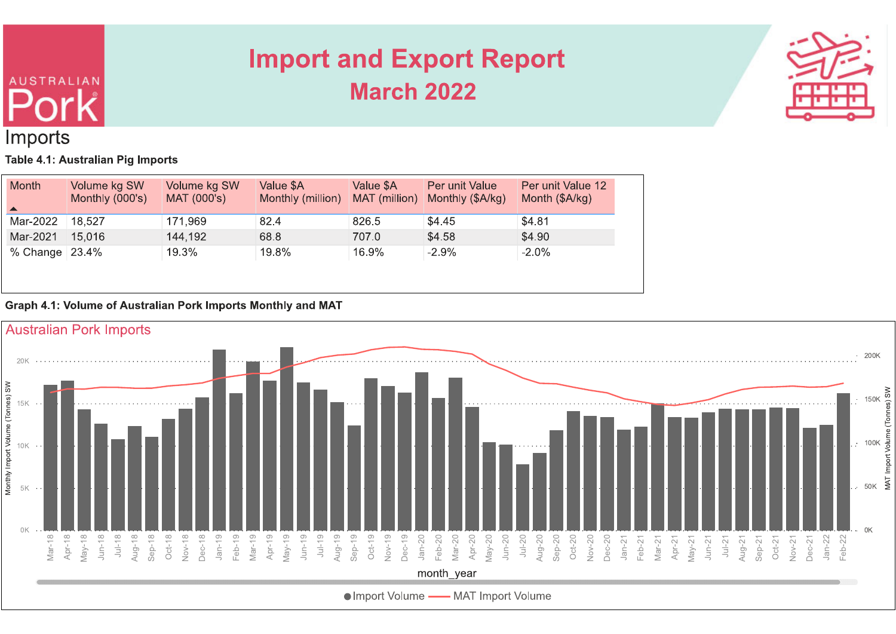# Import and Export Report

## March 2022

## Imports

**Table 4.1: Australian Pig Imports**

| Month | Volume kg SW Monthly (000's) | Volume kg SW MAT (000's) | Value $A Monthly (million) | Value $A MAT (million) | Per unit Value Monthly ($A/kg) | Per unit Value 12 Month ($A/kg) |
|---|---|---|---|---|---|---|
| Mar-2022 | 18,527 | 171,969 | 82.4 | 826.5 | $4.45 | $4.81 |
| Mar-2021 | 15,016 | 144,192 | 68.8 | 707.0 | $4.58 | $4.90 |
| % Change | 23.4% | 19.3% | 19.8% | 16.9% | -2.9% | -2.0% |

**Graph 4.1: Volume of Australian Pork Imports Monthly and MAT**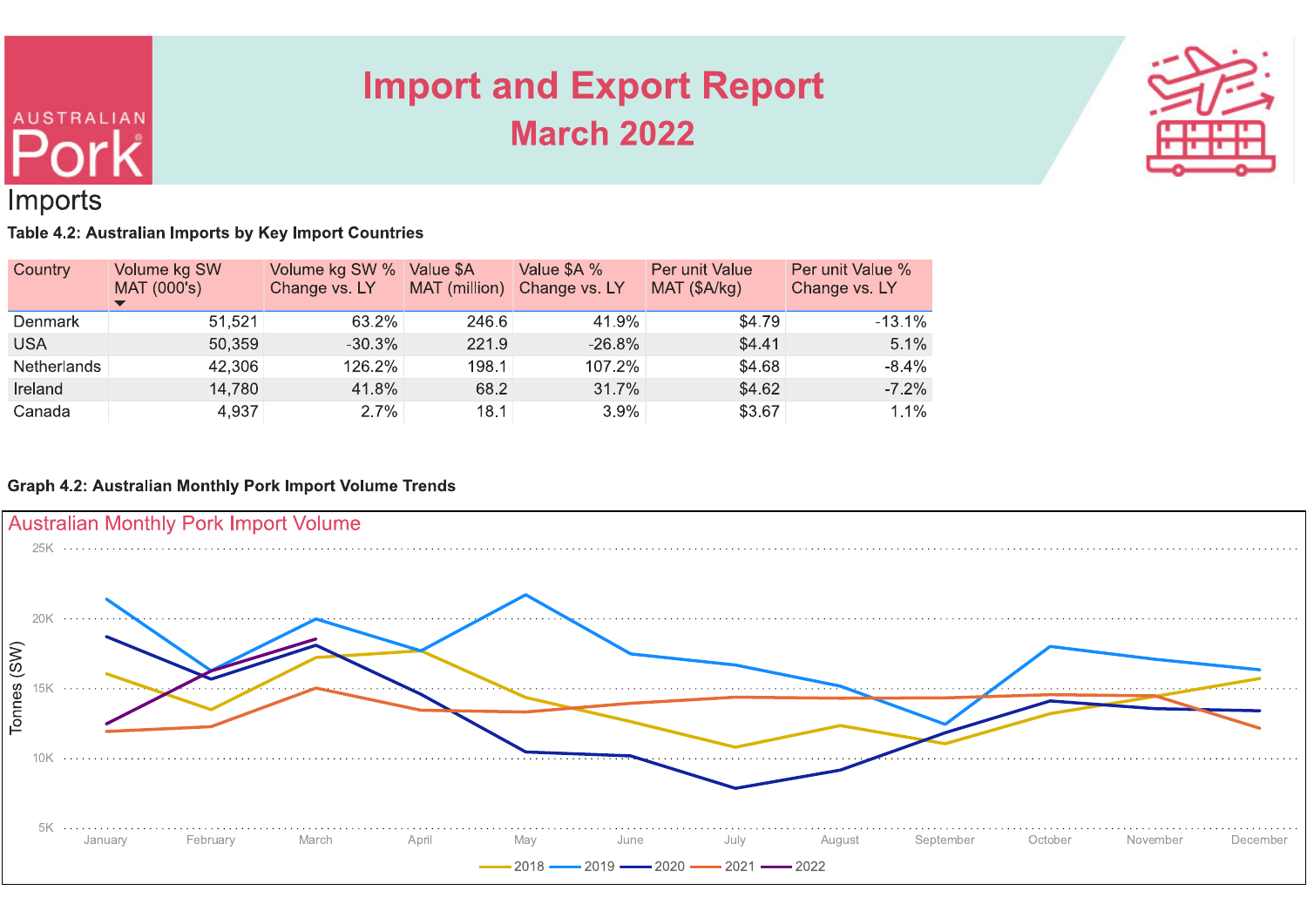# Import and Export Report

## March 2022

## Imports

**Table 4.2: Australian Imports by Key Import Countries**

| Country | Volume kg SW MAT (000's) | Volume kg SW % Change vs. LY | Value $A MAT (million) | Value $A % Change vs. LY | Per unit Value MAT ($A/kg) | Per unit Value % Change vs. LY |
|---|---|---|---|---|---|---|
| Denmark | 51,521 | 63.2% | 246.6 | 41.9% | $4.79 | -13.1% |
| USA | 50,359 | -30.3% | 221.9 | -26.8% | $4.41 | 5.1% |
| Netherlands | 42,306 | 126.2% | 198.1 | 107.2% | $4.68 | -8.4% |
| Ireland | 14,780 | 41.8% | 68.2 | 31.7% | $4.62 | -7.2% |
| Canada | 4,937 | 2.7% | 18.1 | 3.9% | $3.67 | 1.1% |

**Graph 4.2: Australian Monthly Pork Import Volume Trends**

Australian Monthly Pork Import Volume

Tonnes (SW)

25K
20K
15K
10K
5K

January February March April May June July August September October November December

2018 2019 2020 2021 2022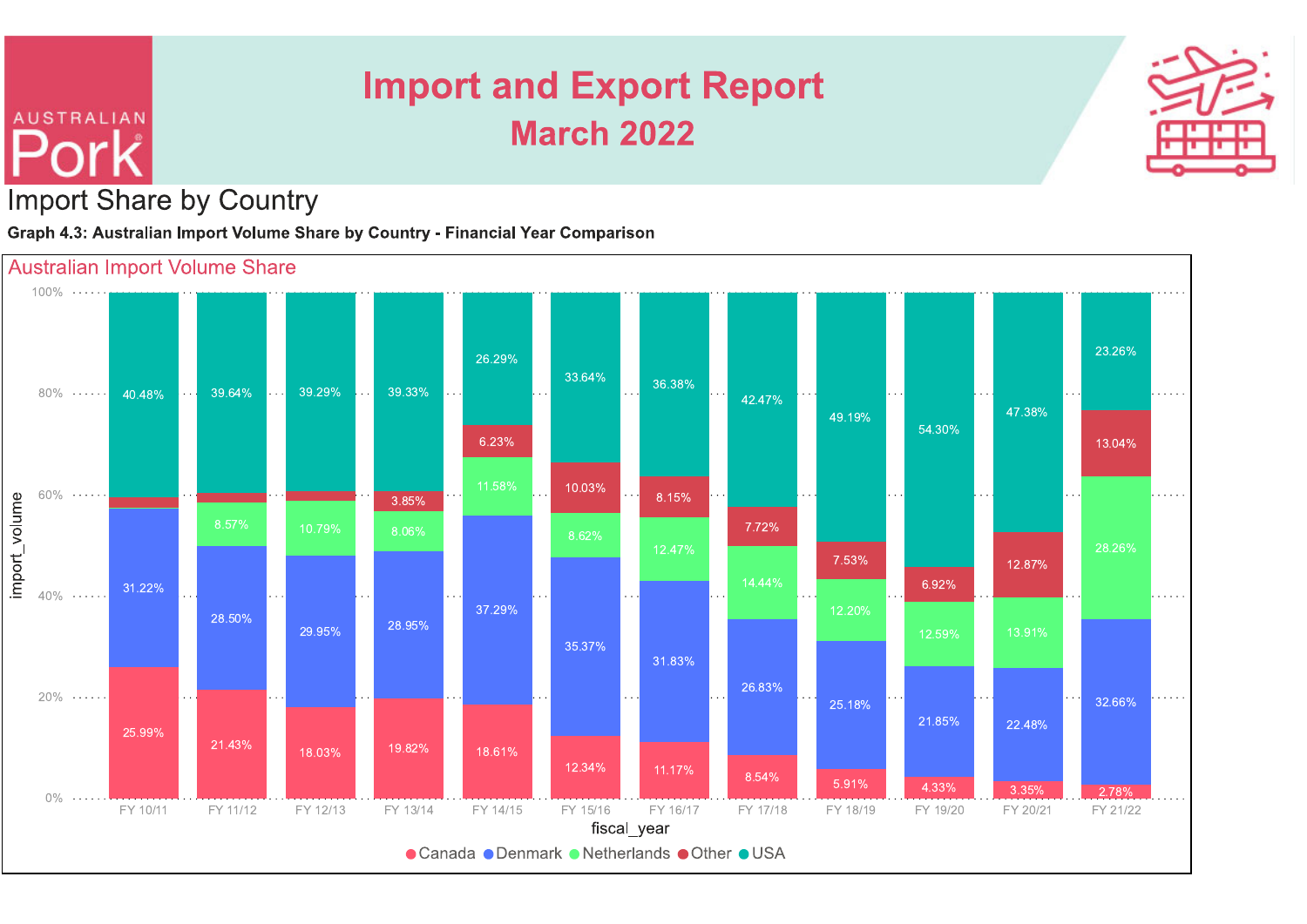# Import and Export Report
## March 2022

## Import Share by Country

**Graph 4.3: Australian Import Volume Share by Country - Financial Year Comparison**

Australian Import Volume Share

| fiscal_year | Canada | Denmark | Netherlands | Other | USA |
|---|---|---|---|---|---|
| FY 10/11 | 25.99% | 31.22% | | | 40.48% |
| FY 11/12 | 21.43% | 28.50% | 8.57% | | 39.64% |
| FY 12/13 | 18.03% | 29.95% | 10.79% | | 39.29% |
| FY 13/14 | 19.82% | 28.95% | 8.06% | 3.85% | 39.33% |
| FY 14/15 | 18.61% | 37.29% | 11.58% | 6.23% | 26.29% |
| FY 15/16 | 12.34% | 35.37% | 8.62% | 10.03% | 33.64% |
| FY 16/17 | 11.17% | 31.83% | 12.47% | 8.15% | 36.38% |
| FY 17/18 | 8.54% | 26.83% | 14.44% | 7.72% | 42.47% |
| FY 18/19 | 5.91% | 25.18% | 12.20% | 7.53% | 49.19% |
| FY 19/20 | 4.33% | 21.85% | 12.59% | 6.92% | 54.30% |
| FY 20/21 | 3.35% | 22.48% | 13.91% | 12.87% | 47.38% |
| FY 21/22 | 2.78% | 32.66% | 28.26% | 13.04% | 23.26% |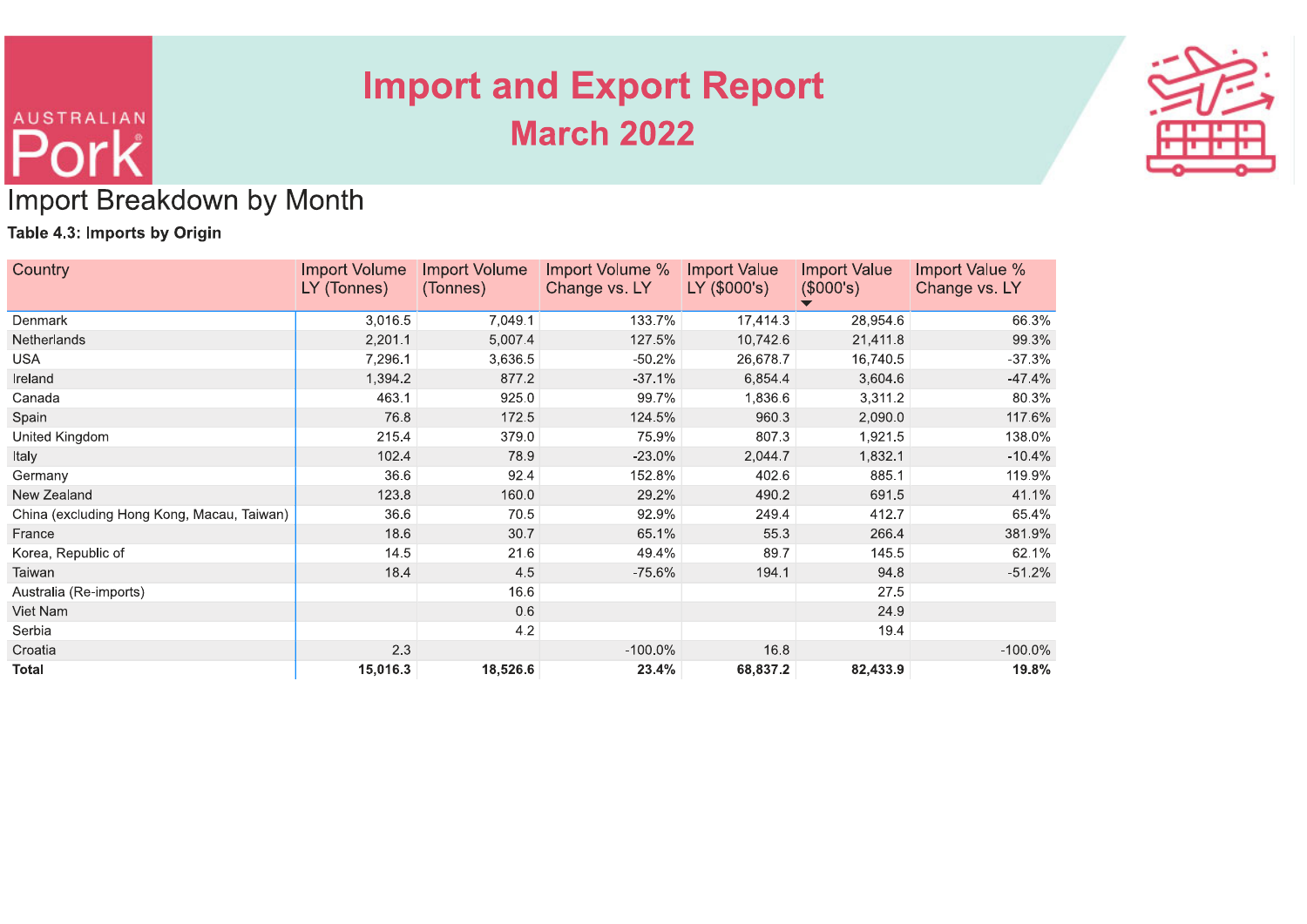# Import and Export Report

## March 2022

## Import Breakdown by Month

**Table 4.3: Imports by Origin**

| Country | Import Volume LY (Tonnes) | Import Volume (Tonnes) | Import Volume % Change vs. LY | Import Value LY ($000's) | Import Value ($000's) | Import Value % Change vs. LY |
|---|---|---|---|---|---|---|
| Denmark | 3,016.5 | 7,049.1 | 133.7% | 17,414.3 | 28,954.6 | 66.3% |
| Netherlands | 2,201.1 | 5,007.4 | 127.5% | 10,742.6 | 21,411.8 | 99.3% |
| USA | 7,296.1 | 3,636.5 | -50.2% | 26,678.7 | 16,740.5 | -37.3% |
| Ireland | 1,394.2 | 877.2 | -37.1% | 6,854.4 | 3,604.6 | -47.4% |
| Canada | 463.1 | 925.0 | 99.7% | 1,836.6 | 3,311.2 | 80.3% |
| Spain | 76.8 | 172.5 | 124.5% | 960.3 | 2,090.0 | 117.6% |
| United Kingdom | 215.4 | 379.0 | 75.9% | 807.3 | 1,921.5 | 138.0% |
| Italy | 102.4 | 78.9 | -23.0% | 2,044.7 | 1,832.1 | -10.4% |
| Germany | 36.6 | 92.4 | 152.8% | 402.6 | 885.1 | 119.9% |
| New Zealand | 123.8 | 160.0 | 29.2% | 490.2 | 691.5 | 41.1% |
| China (excluding Hong Kong, Macau, Taiwan) | 36.6 | 70.5 | 92.9% | 249.4 | 412.7 | 65.4% |
| France | 18.6 | 30.7 | 65.1% | 55.3 | 266.4 | 381.9% |
| Korea, Republic of | 14.5 | 21.6 | 49.4% | 89.7 | 145.5 | 62.1% |
| Taiwan | 18.4 | 4.5 | -75.6% | 194.1 | 94.8 | -51.2% |
| Australia (Re-imports) | | 16.6 | | | 27.5 | |
| Viet Nam | | 0.6 | | | 24.9 | |
| Serbia | | 4.2 | | | 19.4 | |
| Croatia | 2.3 | | -100.0% | 16.8 | | -100.0% |
| **Total** | **15,016.3** | **18,526.6** | **23.4%** | **68,837.2** | **82,433.9** | **19.8%** |